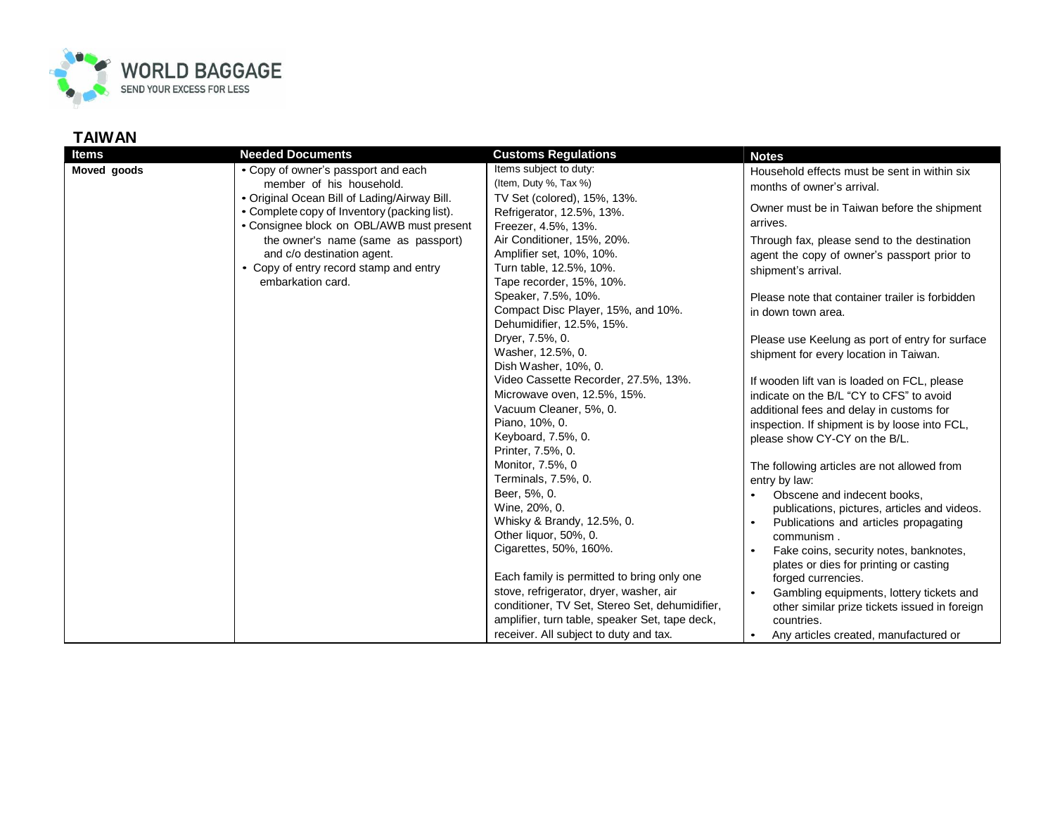WORLD BAGGAGE
SEND YOUR EXCESS FOR LESS

## TAIWAN

| Items | Needed Documents | Customs Regulations | Notes |
|---|---|---|---|
| **Moved goods** | • Copy of owner's passport and each member of his household.<br>• Original Ocean Bill of Lading/Airway Bill.<br>• Complete copy of Inventory (packing list).<br>• Consignee block on OBL/AWB must present the owner's name (same as passport) and c/o destination agent.<br>• Copy of entry record stamp and entry embarkation card. | Items subject to duty:<br>(Item, Duty %, Tax %)<br>TV Set (colored), 15%, 13%.<br>Refrigerator, 12.5%, 13%.<br>Freezer, 4.5%, 13%.<br>Air Conditioner, 15%, 20%.<br>Amplifier set, 10%, 10%.<br>Turn table, 12.5%, 10%.<br>Tape recorder, 15%, 10%.<br>Speaker, 7.5%, 10%.<br>Compact Disc Player, 15%, and 10%.<br>Dehumidifier, 12.5%, 15%.<br>Dryer, 7.5%, 0.<br>Washer, 12.5%, 0.<br>Dish Washer, 10%, 0.<br>Video Cassette Recorder, 27.5%, 13%.<br>Microwave oven, 12.5%, 15%.<br>Vacuum Cleaner, 5%, 0.<br>Piano, 10%, 0.<br>Keyboard, 7.5%, 0.<br>Printer, 7.5%, 0.<br>Monitor, 7.5%, 0<br>Terminals, 7.5%, 0.<br>Beer, 5%, 0.<br>Wine, 20%, 0.<br>Whisky & Brandy, 12.5%, 0.<br>Other liquor, 50%, 0.<br>Cigarettes, 50%, 160%.<br><br>Each family is permitted to bring only one stove, refrigerator, dryer, washer, air conditioner, TV Set, Stereo Set, dehumidifier, amplifier, turn table, speaker Set, tape deck, receiver. All subject to duty and tax. | Household effects must be sent in within six months of owner's arrival.<br><br>Owner must be in Taiwan before the shipment arrives.<br><br>Through fax, please send to the destination agent the copy of owner's passport prior to shipment's arrival.<br><br>Please note that container trailer is forbidden in down town area.<br><br>Please use Keelung as port of entry for surface shipment for every location in Taiwan.<br><br>If wooden lift van is loaded on FCL, please indicate on the B/L "CY to CFS" to avoid additional fees and delay in customs for inspection. If shipment is by loose into FCL, please show CY-CY on the B/L.<br><br>The following articles are not allowed from entry by law:<br>• Obscene and indecent books, publications, pictures, articles and videos.<br>• Publications and articles propagating communism .<br>• Fake coins, security notes, banknotes, plates or dies for printing or casting forged currencies.<br>• Gambling equipments, lottery tickets and other similar prize tickets issued in foreign countries.<br>• Any articles created, manufactured or |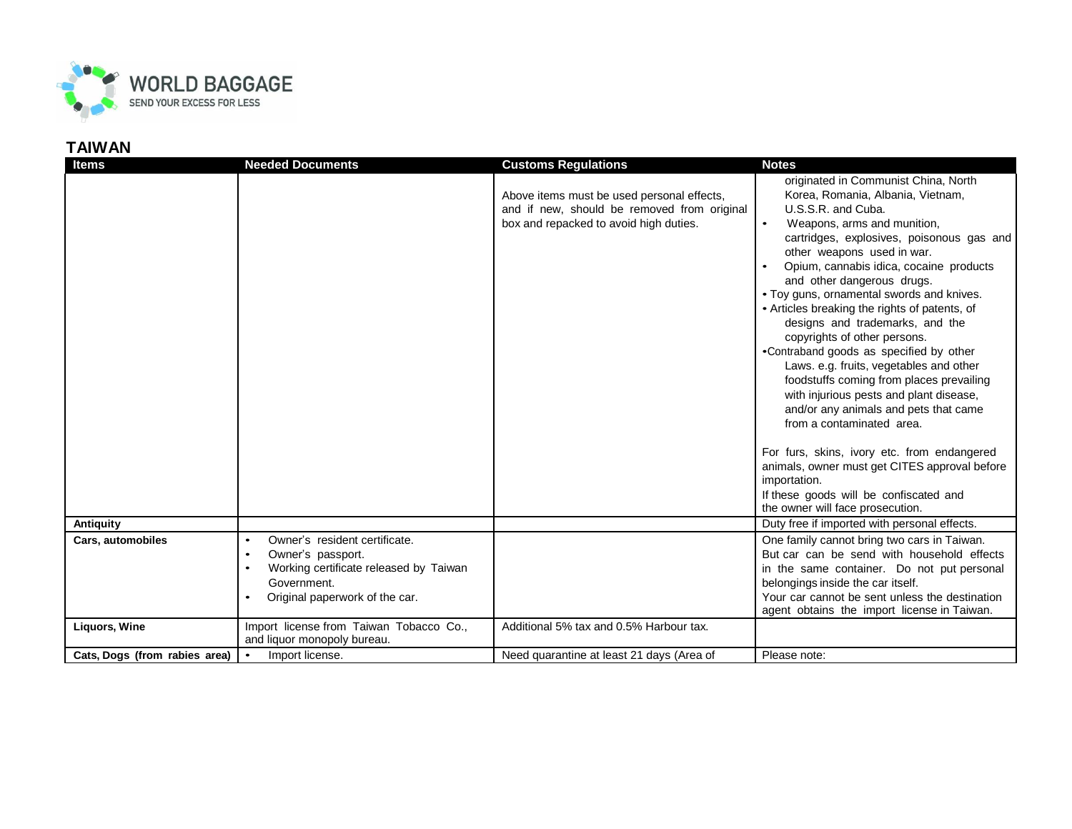## TAIWAN

| Items | Needed Documents | Customs Regulations | Notes |
|---|---|---|---|
| | | Above items must be used personal effects, and if new, should be removed from original box and repacked to avoid high duties. | originated in Communist China, North Korea, Romania, Albania, Vietnam, U.S.S.R. and Cuba.<br>• Weapons, arms and munition, cartridges, explosives, poisonous gas and other weapons used in war.<br>• Opium, cannabis idica, cocaine products and other dangerous drugs.<br>• Toy guns, ornamental swords and knives.<br>• Articles breaking the rights of patents, of designs and trademarks, and the copyrights of other persons.<br>• Contraband goods as specified by other Laws. e.g. fruits, vegetables and other foodstuffs coming from places prevailing with injurious pests and plant disease, and/or any animals and pets that came from a contaminated area.<br><br>For furs, skins, ivory etc. from endangered animals, owner must get CITES approval before importation.<br>If these goods will be confiscated and the owner will face prosecution. |
| **Antiquity** | | | Duty free if imported with personal effects. |
| **Cars, automobiles** | • Owner's resident certificate.<br>• Owner's passport.<br>• Working certificate released by Taiwan Government.<br>• Original paperwork of the car. | | One family cannot bring two cars in Taiwan. But car can be send with household effects in the same container. Do not put personal belongings inside the car itself.<br>Your car cannot be sent unless the destination agent obtains the import license in Taiwan. |
| **Liquors, Wine** | Import license from Taiwan Tobacco Co., and liquor monopoly bureau. | Additional 5% tax and 0.5% Harbour tax. | |
| **Cats, Dogs (from rabies area)** | • Import license. | Need quarantine at least 21 days (Area of | Please note: |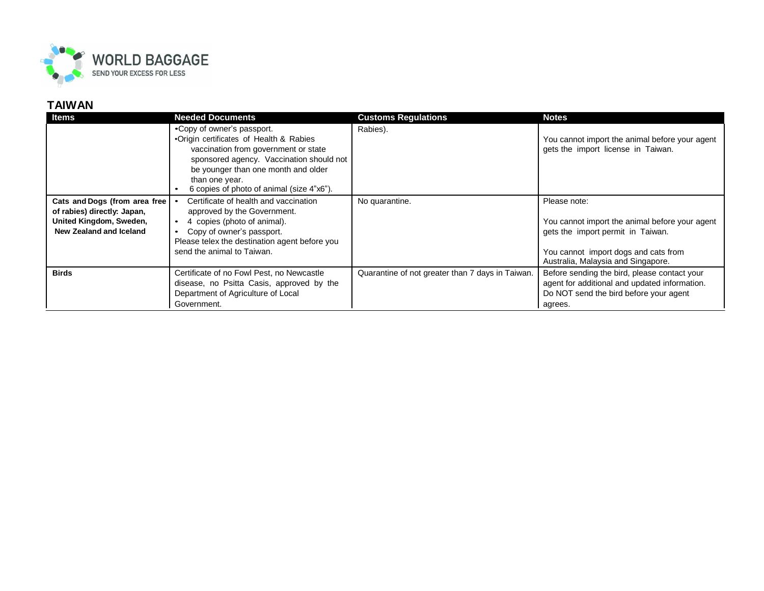## TAIWAN

| Items | Needed Documents | Customs Regulations | Notes |
|---|---|---|---|
| | •Copy of owner's passport.<br>•Origin certificates of Health & Rabies vaccination from government or state sponsored agency. Vaccination should not be younger than one month and older than one year.<br>• 6 copies of photo of animal (size 4"x6"). | Rabies). | You cannot import the animal before your agent gets the import license in Taiwan. |
| **Cats and Dogs (from area free of rabies) directly: Japan, United Kingdom, Sweden, New Zealand and Iceland** | • Certificate of health and vaccination approved by the Government.<br>• 4 copies (photo of animal).<br>• Copy of owner's passport.<br>Please telex the destination agent before you send the animal to Taiwan. | No quarantine. | Please note:<br><br>You cannot import the animal before your agent gets the import permit in Taiwan.<br><br>You cannot import dogs and cats from Australia, Malaysia and Singapore. |
| **Birds** | Certificate of no Fowl Pest, no Newcastle disease, no Psitta Casis, approved by the Department of Agriculture of Local Government. | Quarantine of not greater than 7 days in Taiwan. | Before sending the bird, please contact your agent for additional and updated information. Do NOT send the bird before your agent agrees. |